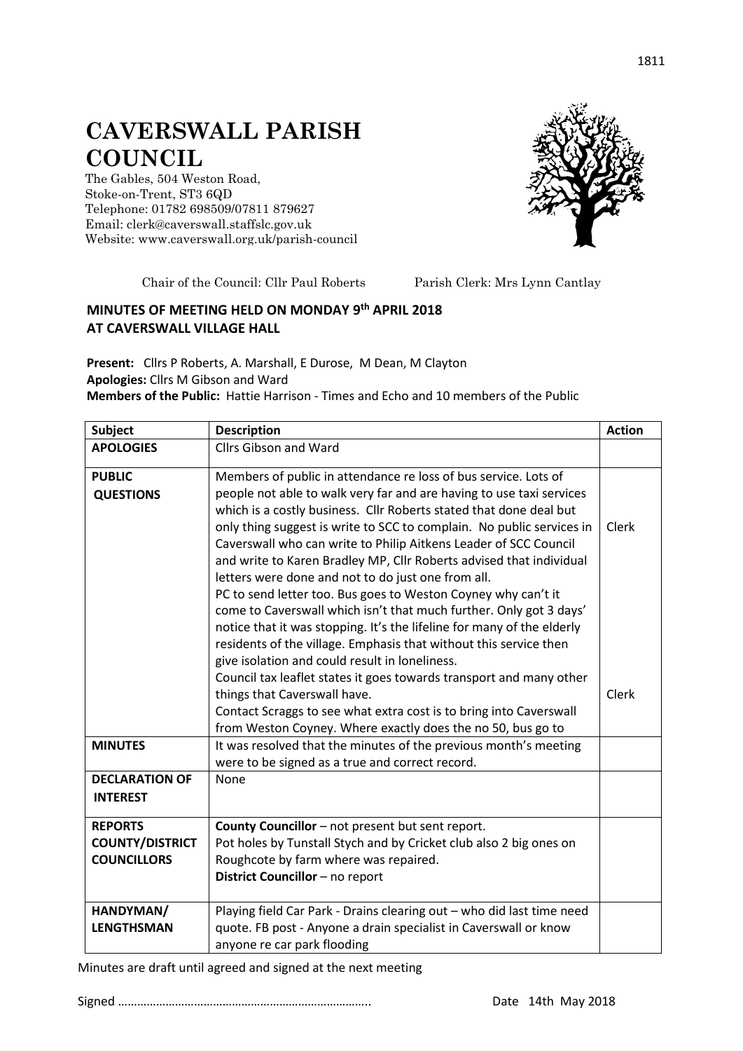# CAVERSWALL PARISH COUNCIL

The Gables, 504 Weston Road,
Stoke-on-Trent, ST3 6QD
Telephone: 01782 698509/07811 879627
Email: clerk@caverswall.staffslc.gov.uk
Website: www.caverswall.org.uk/parish-council

Chair of the Council: Cllr Paul Roberts    Parish Clerk: Mrs Lynn Cantlay

## MINUTES OF MEETING HELD ON MONDAY 9th APRIL 2018 AT CAVERSWALL VILLAGE HALL

**Present:** Cllrs P Roberts, A. Marshall, E Durose, M Dean, M Clayton
**Apologies:** Cllrs M Gibson and Ward
**Members of the Public:** Hattie Harrison - Times and Echo and 10 members of the Public

| Subject | Description | Action |
|---|---|---|
| **APOLOGIES** | Cllrs Gibson and Ward | |
| **PUBLIC QUESTIONS** | Members of public in attendance re loss of bus service. Lots of people not able to walk very far and are having to use taxi services which is a costly business. Cllr Roberts stated that done deal but only thing suggest is write to SCC to complain. No public services in Caverswall who can write to Philip Aitkens Leader of SCC Council and write to Karen Bradley MP, Cllr Roberts advised that individual letters were done and not to do just one from all.<br>PC to send letter too. Bus goes to Weston Coyney why can't it come to Caverswall which isn't that much further. Only got 3 days' notice that it was stopping. It's the lifeline for many of the elderly residents of the village. Emphasis that without this service then give isolation and could result in loneliness.<br>Council tax leaflet states it goes towards transport and many other things that Caverswall have.<br>Contact Scraggs to see what extra cost is to bring into Caverswall from Weston Coyney. Where exactly does the no 50, bus go to | Clerk<br><br>Clerk |
| **MINUTES** | It was resolved that the minutes of the previous month's meeting were to be signed as a true and correct record. | |
| **DECLARATION OF INTEREST** | None | |
| **REPORTS COUNTY/DISTRICT COUNCILLORS** | **County Councillor** – not present but sent report.<br>Pot holes by Tunstall Stych and by Cricket club also 2 big ones on Roughcote by farm where was repaired.<br>**District Councillor** – no report | |
| **HANDYMAN/ LENGTHSMAN** | Playing field Car Park - Drains clearing out – who did last time need quote. FB post - Anyone a drain specialist in Caverswall or know anyone re car park flooding | |

Minutes are draft until agreed and signed at the next meeting

Signed …………………………………………………………………..    Date 14th May 2018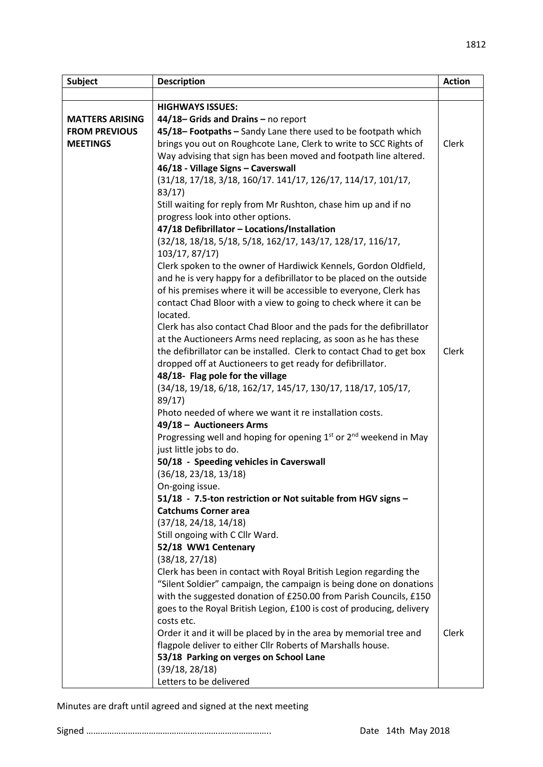| Subject | Description | Action |
|---|---|---|
| | | |
| **MATTERS ARISING FROM PREVIOUS MEETINGS** | **HIGHWAYS ISSUES:**<br>**44/18– Grids and Drains –** no report<br>**45/18– Footpaths –** Sandy Lane there used to be footpath which brings you out on Roughcote Lane, Clerk to write to SCC Rights of Way advising that sign has been moved and footpath line altered.<br>**46/18 - Village Signs – Caverswall**<br>(31/18, 17/18, 3/18, 160/17. 141/17, 126/17, 114/17, 101/17, 83/17)<br>Still waiting for reply from Mr Rushton, chase him up and if no progress look into other options.<br>**47/18 Defibrillator – Locations/Installation**<br>(32/18, 18/18, 5/18, 5/18, 162/17, 143/17, 128/17, 116/17, 103/17, 87/17)<br>Clerk spoken to the owner of Hardiwick Kennels, Gordon Oldfield, and he is very happy for a defibrillator to be placed on the outside of his premises where it will be accessible to everyone, Clerk has contact Chad Bloor with a view to going to check where it can be located.<br>Clerk has also contact Chad Bloor and the pads for the defibrillator at the Auctioneers Arms need replacing, as soon as he has these the defibrillator can be installed. Clerk to contact Chad to get box dropped off at Auctioneers to get ready for defibrillator.<br>**48/18- Flag pole for the village**<br>(34/18, 19/18, 6/18, 162/17, 145/17, 130/17, 118/17, 105/17, 89/17)<br>Photo needed of where we want it re installation costs.<br>**49/18 – Auctioneers Arms**<br>Progressing well and hoping for opening 1st or 2nd weekend in May just little jobs to do.<br>**50/18 - Speeding vehicles in Caverswall**<br>(36/18, 23/18, 13/18)<br>On-going issue.<br>**51/18 - 7.5-ton restriction or Not suitable from HGV signs – Catchums Corner area**<br>(37/18, 24/18, 14/18)<br>Still ongoing with C Cllr Ward.<br>**52/18 WW1 Centenary**<br>(38/18, 27/18)<br>Clerk has been in contact with Royal British Legion regarding the "Silent Soldier" campaign, the campaign is being done on donations with the suggested donation of £250.00 from Parish Councils, £150 goes to the Royal British Legion, £100 is cost of producing, delivery costs etc.<br>Order it and it will be placed by in the area by memorial tree and flagpole deliver to either Cllr Roberts of Marshalls house.<br>**53/18 Parking on verges on School Lane**<br>(39/18, 28/18)<br>Letters to be delivered | Clerk<br><br><br>Clerk<br><br><br>Clerk |

Minutes are draft until agreed and signed at the next meeting

Signed ……………………………………………………………….. Date 14th May 2018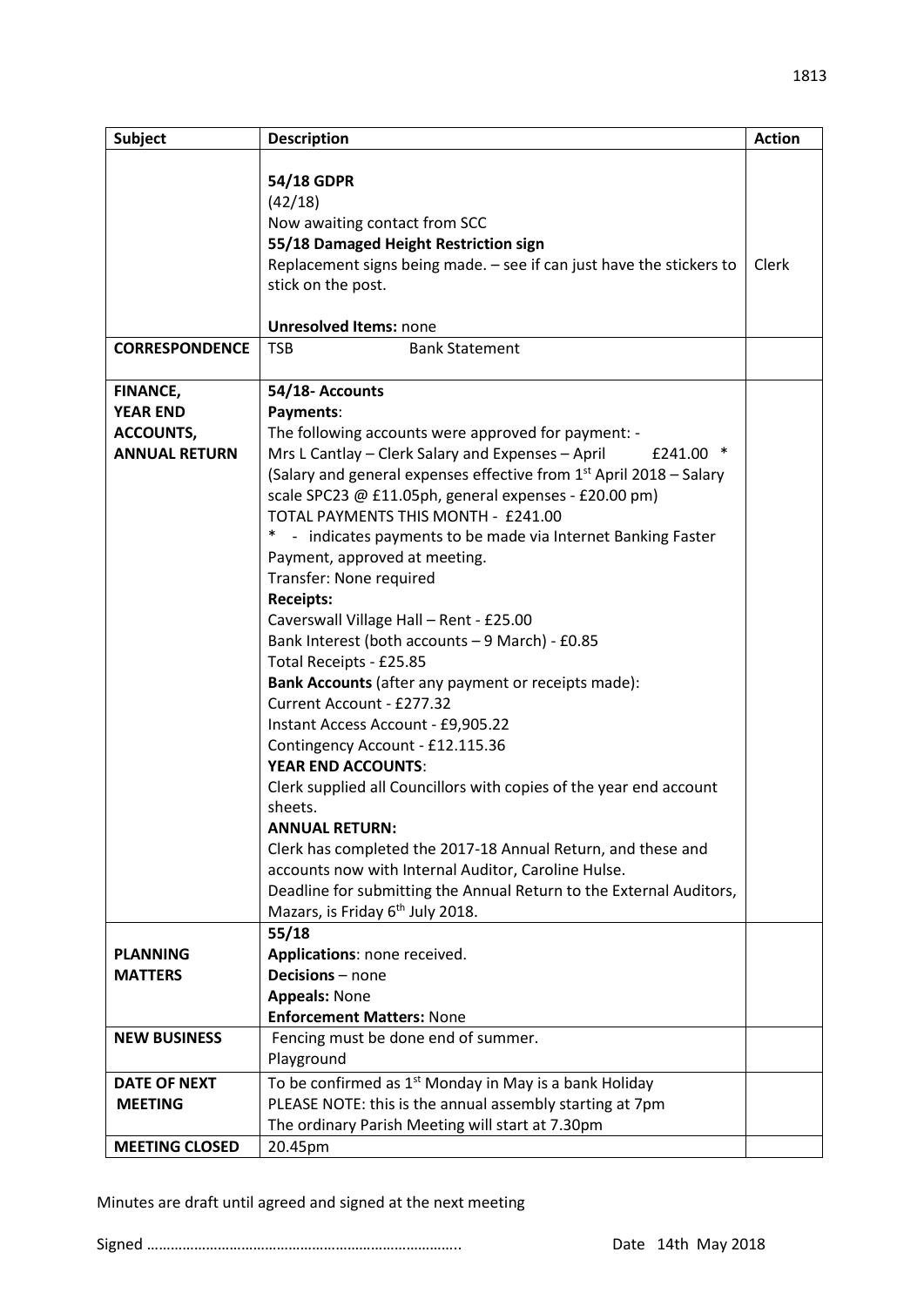| Subject | Description | Action |
|---|---|---|
| | **54/18 GDPR**<br>(42/18)<br>Now awaiting contact from SCC<br>**55/18 Damaged Height Restriction sign**<br>Replacement signs being made. – see if can just have the stickers to stick on the post.<br><br>**Unresolved Items:** none | Clerk |
| **CORRESPONDENCE** | TSB Bank Statement | |
| **FINANCE, YEAR END ACCOUNTS, ANNUAL RETURN** | **54/18- Accounts**<br>**Payments**:<br>The following accounts were approved for payment: -<br>Mrs L Cantlay – Clerk Salary and Expenses – April £241.00 *<br>(Salary and general expenses effective from 1st April 2018 – Salary scale SPC23 @ £11.05ph, general expenses - £20.00 pm)<br>TOTAL PAYMENTS THIS MONTH - £241.00<br>* - indicates payments to be made via Internet Banking Faster Payment, approved at meeting.<br>Transfer: None required<br>**Receipts:**<br>Caverswall Village Hall – Rent - £25.00<br>Bank Interest (both accounts – 9 March) - £0.85<br>Total Receipts - £25.85<br>**Bank Accounts** (after any payment or receipts made):<br>Current Account - £277.32<br>Instant Access Account - £9,905.22<br>Contingency Account - £12.115.36<br>**YEAR END ACCOUNTS**:<br>Clerk supplied all Councillors with copies of the year end account sheets.<br>**ANNUAL RETURN:**<br>Clerk has completed the 2017-18 Annual Return, and these and accounts now with Internal Auditor, Caroline Hulse.<br>Deadline for submitting the Annual Return to the External Auditors, Mazars, is Friday 6th July 2018. | |
| **PLANNING MATTERS** | **55/18**<br>**Applications**: none received.<br>**Decisions** – none<br>**Appeals:** None<br>**Enforcement Matters:** None | |
| **NEW BUSINESS** | Fencing must be done end of summer.<br>Playground | |
| **DATE OF NEXT MEETING** | To be confirmed as 1st Monday in May is a bank Holiday<br>PLEASE NOTE: this is the annual assembly starting at 7pm<br>The ordinary Parish Meeting will start at 7.30pm | |
| **MEETING CLOSED** | 20.45pm | |

Minutes are draft until agreed and signed at the next meeting

Signed …………………………………………………………………..  Date 14th May 2018